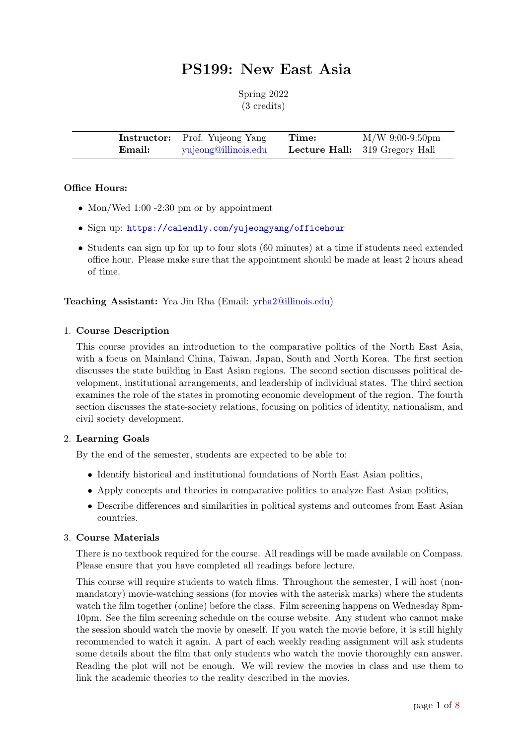# PS199: New East Asia

Spring 2022
(3 credits)

| | | | |
|---|---|---|---|
| **Instructor:** | Prof. Yujeong Yang | **Time:** | M/W 9:00-9:50pm |
| **Email:** | yujeong@illinois.edu | **Lecture Hall:** | 319 Gregory Hall |

**Office Hours:**

- Mon/Wed 1:00 -2:30 pm or by appointment
- Sign up: https://calendly.com/yujeongyang/officehour
- Students can sign up for up to four slots (60 minutes) at a time if students need extended office hour. Please make sure that the appointment should be made at least 2 hours ahead of time.

**Teaching Assistant:** Yea Jin Rha (Email: yrha2@illinois.edu)

1. **Course Description**

   This course provides an introduction to the comparative politics of the North East Asia, with a focus on Mainland China, Taiwan, Japan, South and North Korea. The first section discusses the state building in East Asian regions. The second section discusses political development, institutional arrangements, and leadership of individual states. The third section examines the role of the states in promoting economic development of the region. The fourth section discusses the state-society relations, focusing on politics of identity, nationalism, and civil society development.

2. **Learning Goals**

   By the end of the semester, students are expected to be able to:

   - Identify historical and institutional foundations of North East Asian politics,
   - Apply concepts and theories in comparative politics to analyze East Asian politics,
   - Describe differences and similarities in political systems and outcomes from East Asian countries.

3. **Course Materials**

   There is no textbook required for the course. All readings will be made available on Compass. Please ensure that you have completed all readings before lecture.

   This course will require students to watch films. Throughout the semester, I will host (non-mandatory) movie-watching sessions (for movies with the asterisk marks) where the students watch the film together (online) before the class. Film screening happens on Wednesday 8pm-10pm. See the film screening schedule on the course website. Any student who cannot make the session should watch the movie by oneself. If you watch the movie before, it is still highly recommended to watch it again. A part of each weekly reading assignment will ask students some details about the film that only students who watch the movie thoroughly can answer. Reading the plot will not be enough. We will review the movies in class and use them to link the academic theories to the reality described in the movies.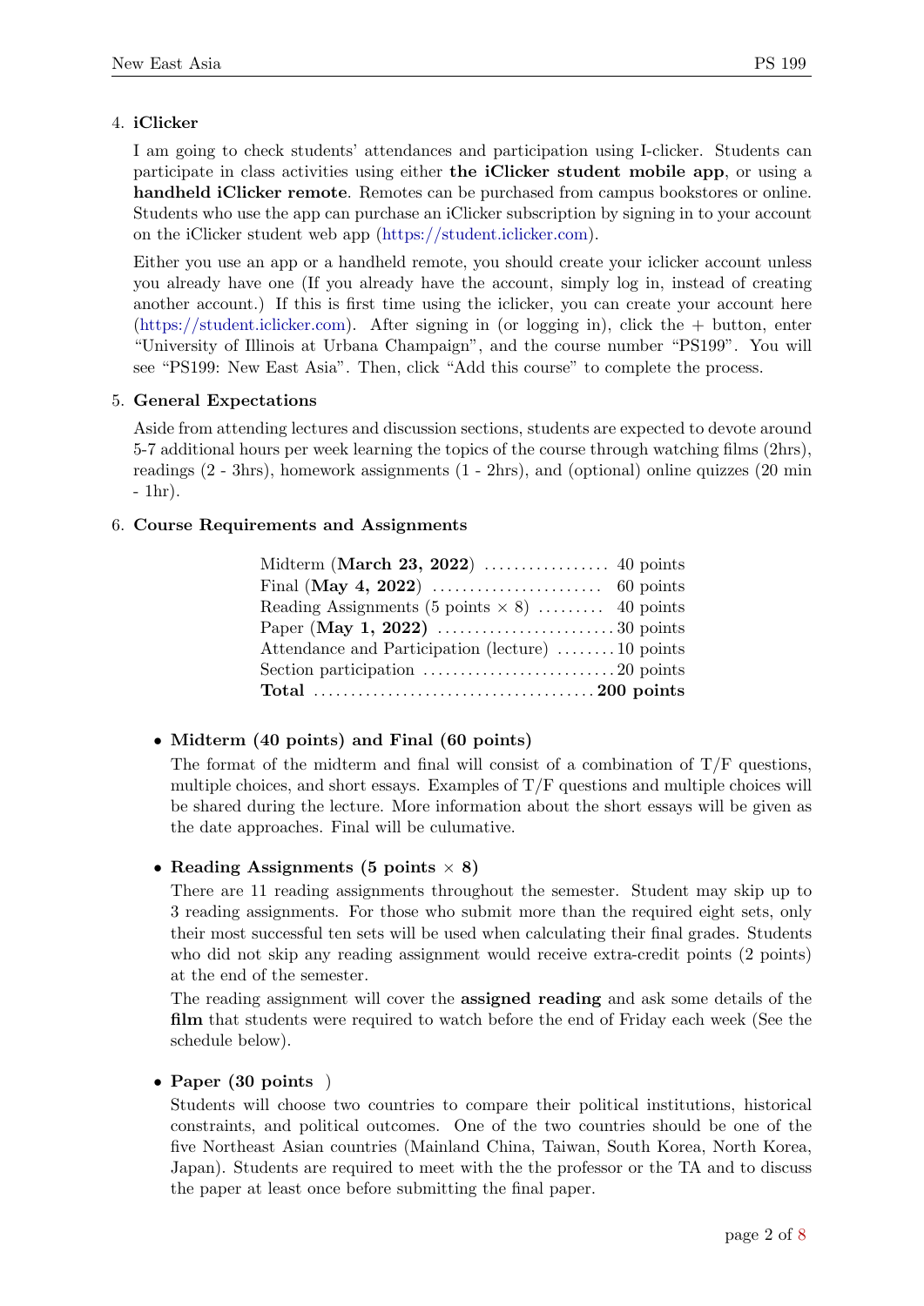4. **iClicker**

   I am going to check students' attendances and participation using I-clicker. Students can participate in class activities using either **the iClicker student mobile app**, or using a **handheld iClicker remote**. Remotes can be purchased from campus bookstores or online. Students who use the app can purchase an iClicker subscription by signing in to your account on the iClicker student web app (https://student.iclicker.com).

   Either you use an app or a handheld remote, you should create your iclicker account unless you already have one (If you already have the account, simply log in, instead of creating another account.) If this is first time using the iclicker, you can create your account here (https://student.iclicker.com). After signing in (or logging in), click the + button, enter "University of Illinois at Urbana Champaign", and the course number "PS199". You will see "PS199: New East Asia". Then, click "Add this course" to complete the process.

5. **General Expectations**

   Aside from attending lectures and discussion sections, students are expected to devote around 5-7 additional hours per week learning the topics of the course through watching films (2hrs), readings (2 - 3hrs), homework assignments (1 - 2hrs), and (optional) online quizzes (20 min - 1hr).

6. **Course Requirements and Assignments**

| Item | Points |
|---|---|
| Midterm (**March 23, 2022**) | 40 points |
| Final (**May 4, 2022**) | 60 points |
| Reading Assignments (5 points × 8) | 40 points |
| Paper (**May 1, 2022**) | 30 points |
| Attendance and Participation (lecture) | 10 points |
| Section participation | 20 points |
| **Total** | **200 points** |

   - **Midterm (40 points) and Final (60 points)**

     The format of the midterm and final will consist of a combination of T/F questions, multiple choices, and short essays. Examples of T/F questions and multiple choices will be shared during the lecture. More information about the short essays will be given as the date approaches. Final will be culumative.

   - **Reading Assignments (5 points × 8)**

     There are 11 reading assignments throughout the semester. Student may skip up to 3 reading assignments. For those who submit more than the required eight sets, only their most successful ten sets will be used when calculating their final grades. Students who did not skip any reading assignment would receive extra-credit points (2 points) at the end of the semester.

     The reading assignment will cover the **assigned reading** and ask some details of the **film** that students were required to watch before the end of Friday each week (See the schedule below).

   - **Paper (30 points )**

     Students will choose two countries to compare their political institutions, historical constraints, and political outcomes. One of the two countries should be one of the five Northeast Asian countries (Mainland China, Taiwan, South Korea, North Korea, Japan). Students are required to meet with the the professor or the TA and to discuss the paper at least once before submitting the final paper.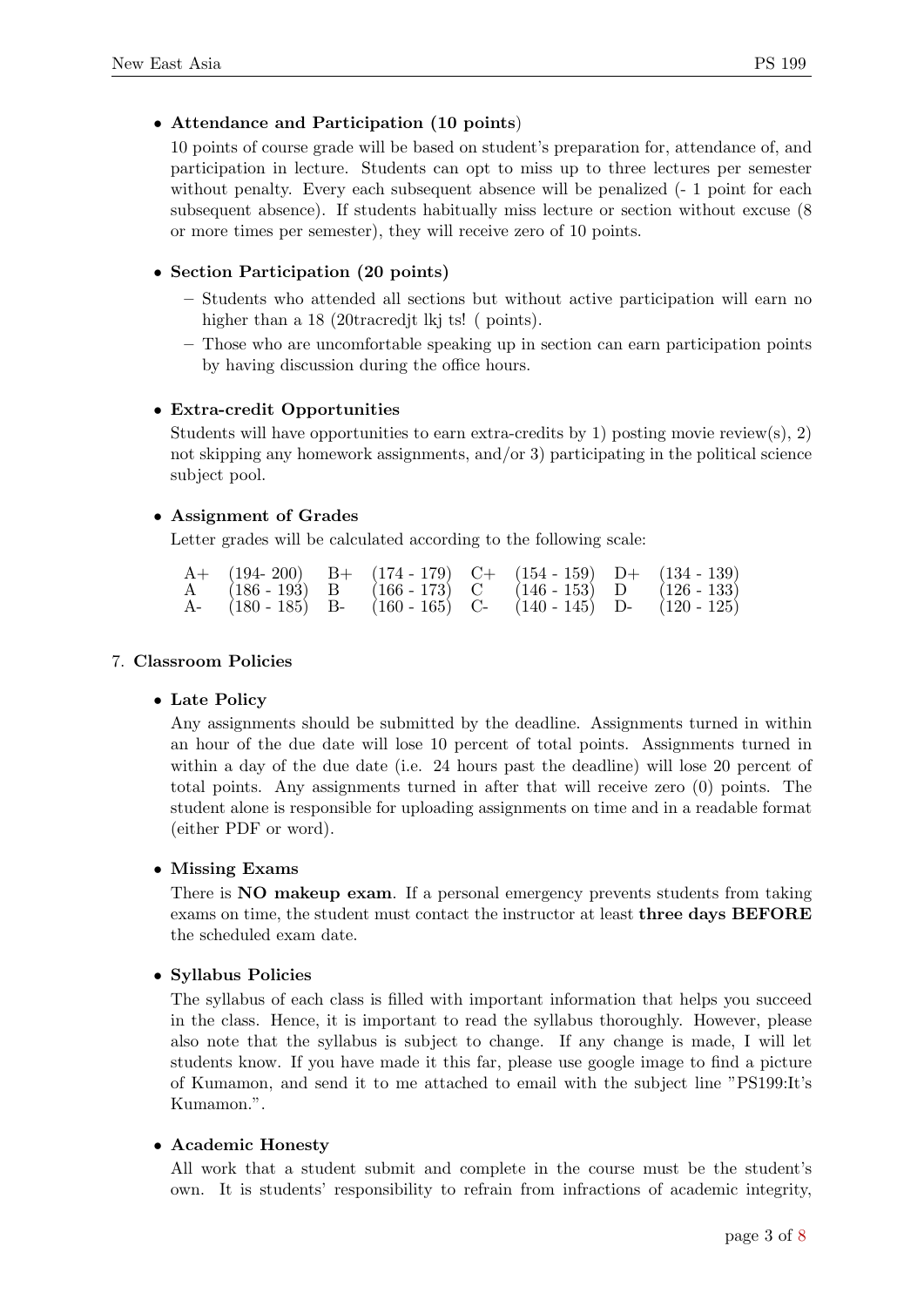- **Attendance and Participation (10 points)**

  10 points of course grade will be based on student's preparation for, attendance of, and participation in lecture. Students can opt to miss up to three lectures per semester without penalty. Every each subsequent absence will be penalized (- 1 point for each subsequent absence). If students habitually miss lecture or section without excuse (8 or more times per semester), they will receive zero of 10 points.

- **Section Participation (20 points)**
  - Students who attended all sections but without active participation will earn no higher than a 18 (20tracredjt lkj ts! ( points).
  - Those who are uncomfortable speaking up in section can earn participation points by having discussion during the office hours.

- **Extra-credit Opportunities**

  Students will have opportunities to earn extra-credits by 1) posting movie review(s), 2) not skipping any homework assignments, and/or 3) participating in the political science subject pool.

- **Assignment of Grades**

  Letter grades will be calculated according to the following scale:

| | | | | | | | |
|---|---|---|---|---|---|---|---|
| A+ | (194- 200) | B+ | (174 - 179) | C+ | (154 - 159) | D+ | (134 - 139) |
| A | (186 - 193) | B | (166 - 173) | C | (146 - 153) | D | (126 - 133) |
| A- | (180 - 185) | B- | (160 - 165) | C- | (140 - 145) | D- | (120 - 125) |

7. **Classroom Policies**

- **Late Policy**

  Any assignments should be submitted by the deadline. Assignments turned in within an hour of the due date will lose 10 percent of total points. Assignments turned in within a day of the due date (i.e. 24 hours past the deadline) will lose 20 percent of total points. Any assignments turned in after that will receive zero (0) points. The student alone is responsible for uploading assignments on time and in a readable format (either PDF or word).

- **Missing Exams**

  There is **NO makeup exam**. If a personal emergency prevents students from taking exams on time, the student must contact the instructor at least **three days BEFORE** the scheduled exam date.

- **Syllabus Policies**

  The syllabus of each class is filled with important information that helps you succeed in the class. Hence, it is important to read the syllabus thoroughly. However, please also note that the syllabus is subject to change. If any change is made, I will let students know. If you have made it this far, please use google image to find a picture of Kumamon, and send it to me attached to email with the subject line "PS199:It's Kumamon.".

- **Academic Honesty**

  All work that a student submit and complete in the course must be the student's own. It is students' responsibility to refrain from infractions of academic integrity,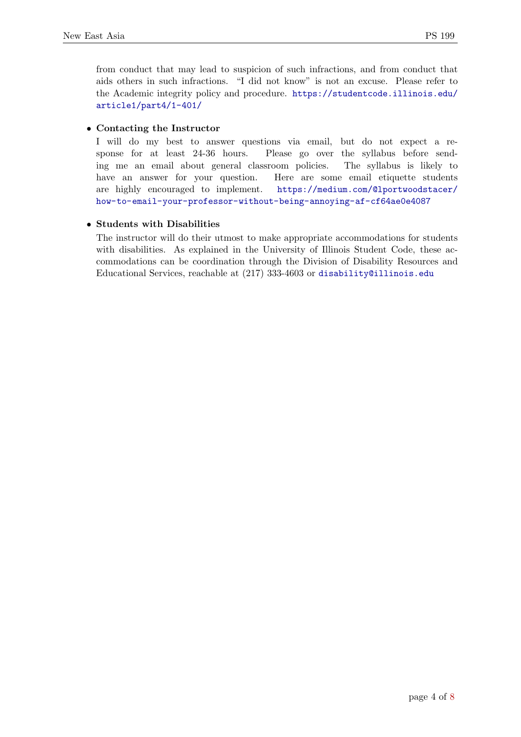from conduct that may lead to suspicion of such infractions, and from conduct that aids others in such infractions. "I did not know" is not an excuse. Please refer to the Academic integrity policy and procedure. https://studentcode.illinois.edu/article1/part4/1-401/

- **Contacting the Instructor**
  I will do my best to answer questions via email, but do not expect a response for at least 24-36 hours. Please go over the syllabus before sending me an email about general classroom policies. The syllabus is likely to have an answer for your question. Here are some email etiquette students are highly encouraged to implement. https://medium.com/@lportwoodstacer/how-to-email-your-professor-without-being-annoying-af-cf64ae0e4087

- **Students with Disabilities**
  The instructor will do their utmost to make appropriate accommodations for students with disabilities. As explained in the University of Illinois Student Code, these accommodations can be coordination through the Division of Disability Resources and Educational Services, reachable at (217) 333-4603 or disability@illinois.edu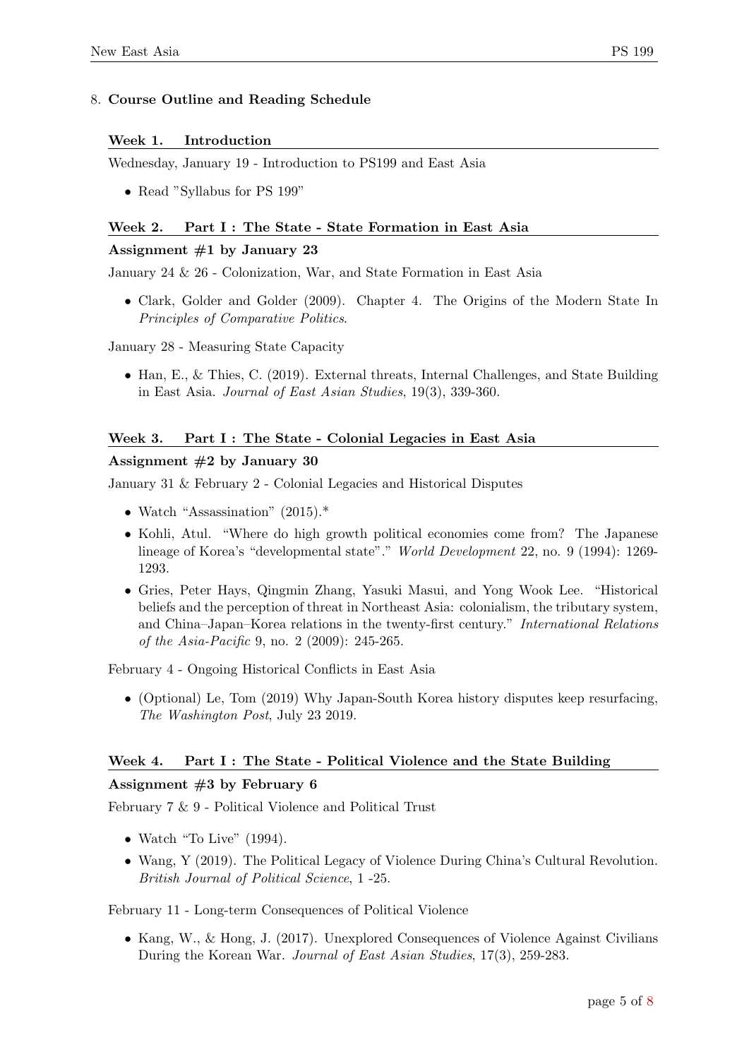8. **Course Outline and Reading Schedule**

### Week 1. Introduction

Wednesday, January 19 - Introduction to PS199 and East Asia

- Read "Syllabus for PS 199"

### Week 2. Part I : The State - State Formation in East Asia

**Assignment #1 by January 23**

January 24 & 26 - Colonization, War, and State Formation in East Asia

- Clark, Golder and Golder (2009). Chapter 4. The Origins of the Modern State In *Principles of Comparative Politics*.

January 28 - Measuring State Capacity

- Han, E., & Thies, C. (2019). External threats, Internal Challenges, and State Building in East Asia. *Journal of East Asian Studies*, 19(3), 339-360.

### Week 3. Part I : The State - Colonial Legacies in East Asia

**Assignment #2 by January 30**

January 31 & February 2 - Colonial Legacies and Historical Disputes

- Watch "Assassination" (2015).*
- Kohli, Atul. "Where do high growth political economies come from? The Japanese lineage of Korea's "developmental state"." *World Development* 22, no. 9 (1994): 1269-1293.
- Gries, Peter Hays, Qingmin Zhang, Yasuki Masui, and Yong Wook Lee. "Historical beliefs and the perception of threat in Northeast Asia: colonialism, the tributary system, and China–Japan–Korea relations in the twenty-first century." *International Relations of the Asia-Pacific* 9, no. 2 (2009): 245-265.

February 4 - Ongoing Historical Conflicts in East Asia

- (Optional) Le, Tom (2019) Why Japan-South Korea history disputes keep resurfacing, *The Washington Post*, July 23 2019.

### Week 4. Part I : The State - Political Violence and the State Building

**Assignment #3 by February 6**

February 7 & 9 - Political Violence and Political Trust

- Watch "To Live" (1994).
- Wang, Y (2019). The Political Legacy of Violence During China's Cultural Revolution. *British Journal of Political Science*, 1 -25.

February 11 - Long-term Consequences of Political Violence

- Kang, W., & Hong, J. (2017). Unexplored Consequences of Violence Against Civilians During the Korean War. *Journal of East Asian Studies*, 17(3), 259-283.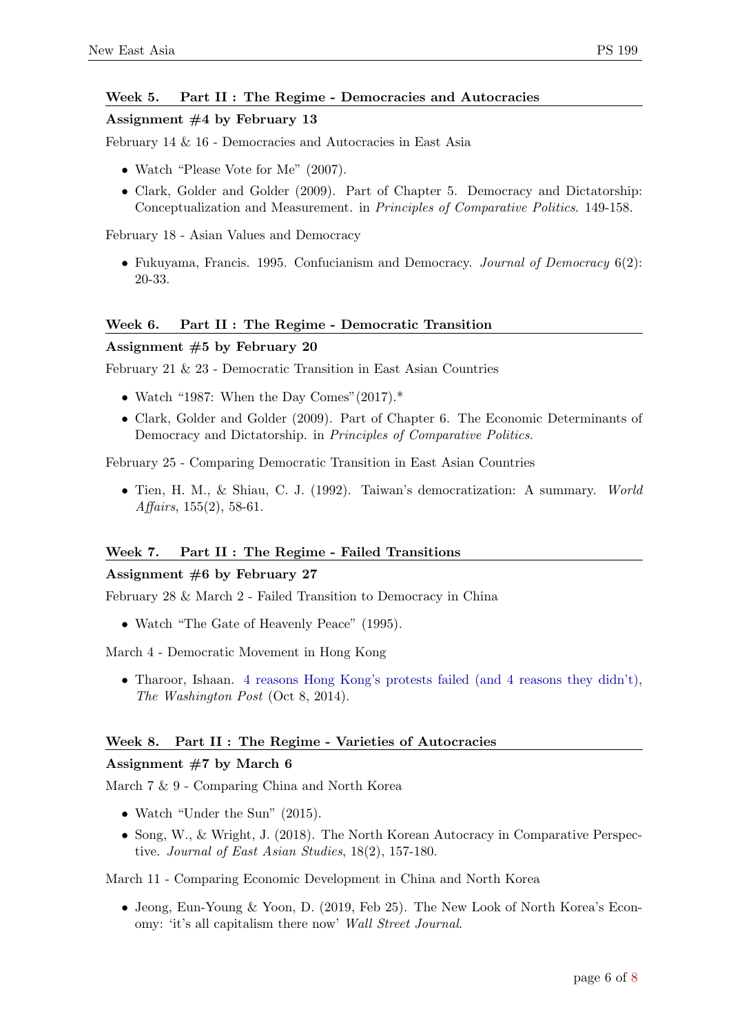### Week 5. Part II : The Regime - Democracies and Autocracies

**Assignment #4 by February 13**

February 14 & 16 - Democracies and Autocracies in East Asia

- Watch "Please Vote for Me" (2007).
- Clark, Golder and Golder (2009). Part of Chapter 5. Democracy and Dictatorship: Conceptualization and Measurement. in *Principles of Comparative Politics*. 149-158.

February 18 - Asian Values and Democracy

- Fukuyama, Francis. 1995. Confucianism and Democracy. *Journal of Democracy* 6(2): 20-33.

### Week 6. Part II : The Regime - Democratic Transition

**Assignment #5 by February 20**

February 21 & 23 - Democratic Transition in East Asian Countries

- Watch "1987: When the Day Comes"(2017).*
- Clark, Golder and Golder (2009). Part of Chapter 6. The Economic Determinants of Democracy and Dictatorship. in *Principles of Comparative Politics*.

February 25 - Comparing Democratic Transition in East Asian Countries

- Tien, H. M., & Shiau, C. J. (1992). Taiwan's democratization: A summary. *World Affairs*, 155(2), 58-61.

### Week 7. Part II : The Regime - Failed Transitions

**Assignment #6 by February 27**

February 28 & March 2 - Failed Transition to Democracy in China

- Watch "The Gate of Heavenly Peace" (1995).

March 4 - Democratic Movement in Hong Kong

- Tharoor, Ishaan. 4 reasons Hong Kong's protests failed (and 4 reasons they didn't), *The Washington Post* (Oct 8, 2014).

### Week 8. Part II : The Regime - Varieties of Autocracies

**Assignment #7 by March 6**

March 7 & 9 - Comparing China and North Korea

- Watch "Under the Sun" (2015).
- Song, W., & Wright, J. (2018). The North Korean Autocracy in Comparative Perspective. *Journal of East Asian Studies*, 18(2), 157-180.

March 11 - Comparing Economic Development in China and North Korea

- Jeong, Eun-Young & Yoon, D. (2019, Feb 25). The New Look of North Korea's Economy: 'it's all capitalism there now' *Wall Street Journal*.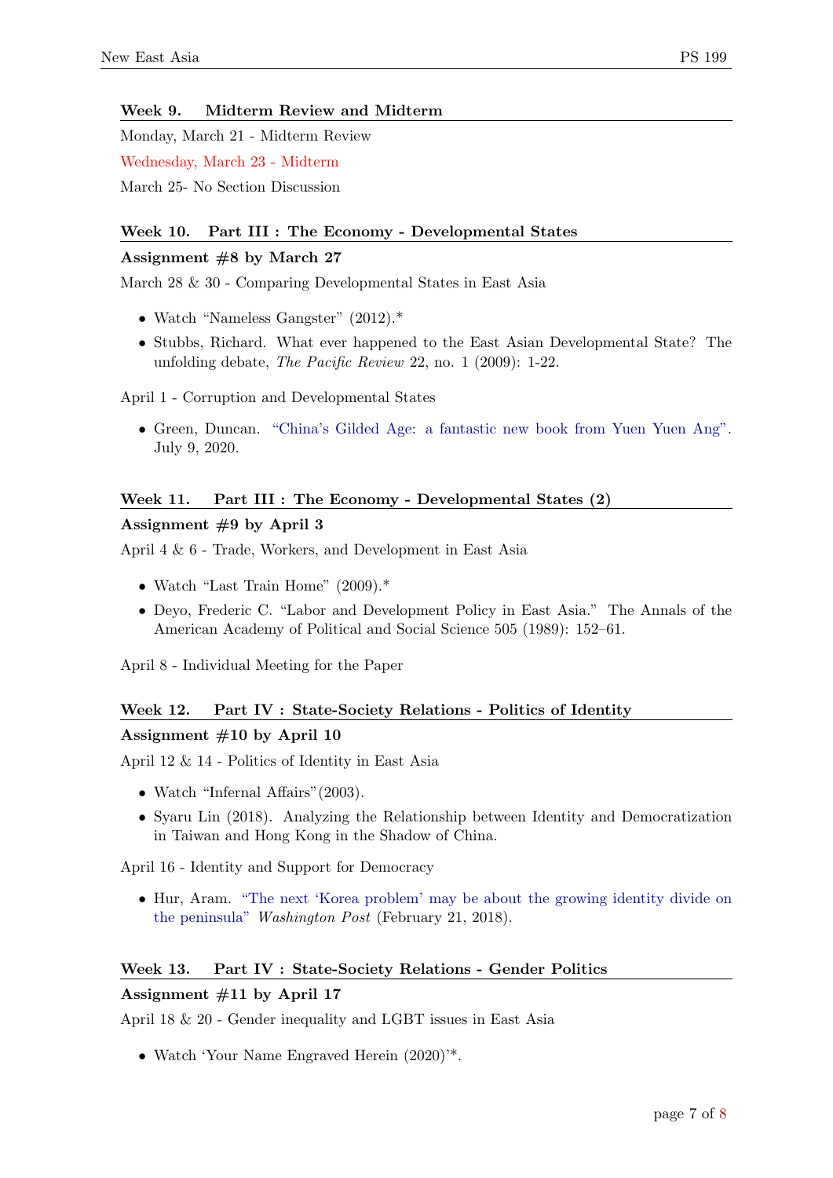### Week 9. Midterm Review and Midterm

Monday, March 21 - Midterm Review

Wednesday, March 23 - Midterm

March 25- No Section Discussion

### Week 10. Part III : The Economy - Developmental States

**Assignment #8 by March 27**

March 28 & 30 - Comparing Developmental States in East Asia

- Watch "Nameless Gangster" (2012).*
- Stubbs, Richard. What ever happened to the East Asian Developmental State? The unfolding debate, *The Pacific Review* 22, no. 1 (2009): 1-22.

April 1 - Corruption and Developmental States

- Green, Duncan. "China's Gilded Age: a fantastic new book from Yuen Yuen Ang". July 9, 2020.

### Week 11. Part III : The Economy - Developmental States (2)

**Assignment #9 by April 3**

April 4 & 6 - Trade, Workers, and Development in East Asia

- Watch "Last Train Home" (2009).*
- Deyo, Frederic C. "Labor and Development Policy in East Asia." The Annals of the American Academy of Political and Social Science 505 (1989): 152–61.

April 8 - Individual Meeting for the Paper

### Week 12. Part IV : State-Society Relations - Politics of Identity

**Assignment #10 by April 10**

April 12 & 14 - Politics of Identity in East Asia

- Watch "Infernal Affairs"(2003).
- Syaru Lin (2018). Analyzing the Relationship between Identity and Democratization in Taiwan and Hong Kong in the Shadow of China.

April 16 - Identity and Support for Democracy

- Hur, Aram. "The next 'Korea problem' may be about the growing identity divide on the peninsula" *Washington Post* (February 21, 2018).

### Week 13. Part IV : State-Society Relations - Gender Politics

**Assignment #11 by April 17**

April 18 & 20 - Gender inequality and LGBT issues in East Asia

- Watch 'Your Name Engraved Herein (2020)'*.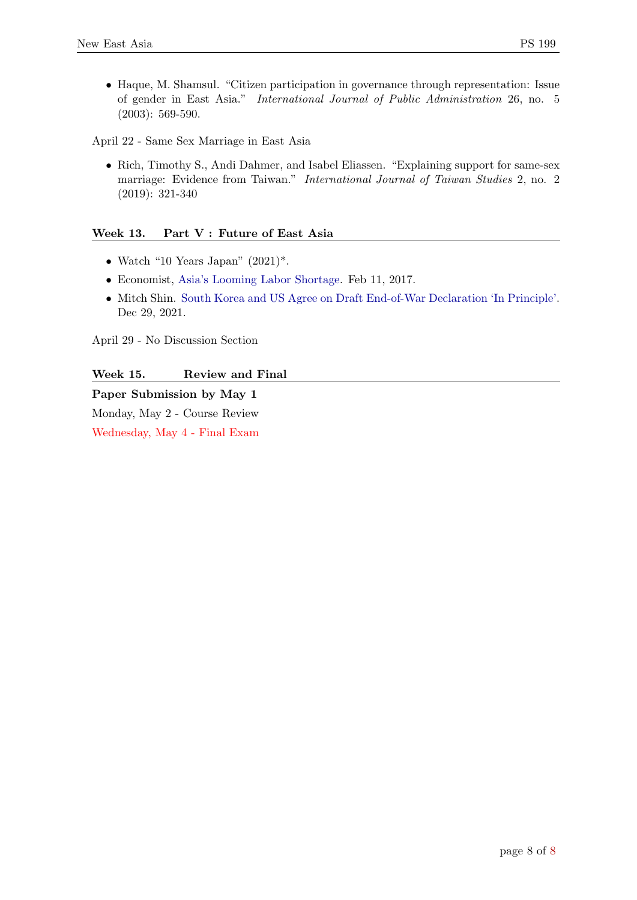- Haque, M. Shamsul. "Citizen participation in governance through representation: Issue of gender in East Asia." *International Journal of Public Administration* 26, no. 5 (2003): 569-590.

April 22 - Same Sex Marriage in East Asia

- Rich, Timothy S., Andi Dahmer, and Isabel Eliassen. "Explaining support for same-sex marriage: Evidence from Taiwan." *International Journal of Taiwan Studies* 2, no. 2 (2019): 321-340

### Week 13. Part V : Future of East Asia

- Watch "10 Years Japan" (2021)*.
- Economist, Asia's Looming Labor Shortage. Feb 11, 2017.
- Mitch Shin. South Korea and US Agree on Draft End-of-War Declaration 'In Principle'. Dec 29, 2021.

April 29 - No Discussion Section

### Week 15. Review and Final

**Paper Submission by May 1**

Monday, May 2 - Course Review

Wednesday, May 4 - Final Exam